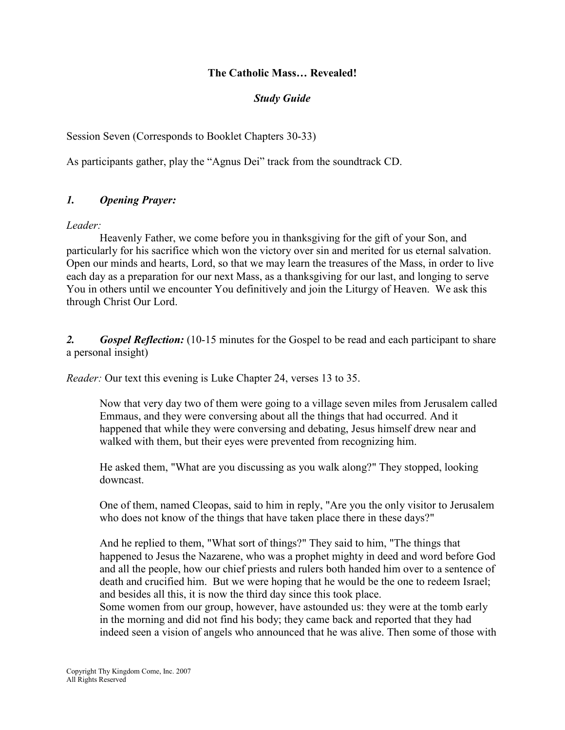**The Catholic Mass… Revealed!**

***Study Guide***

Session Seven (Corresponds to Booklet Chapters 30-33)

As participants gather, play the "Agnus Dei" track from the soundtrack CD.

### *1. Opening Prayer:*

*Leader:*

Heavenly Father, we come before you in thanksgiving for the gift of your Son, and particularly for his sacrifice which won the victory over sin and merited for us eternal salvation. Open our minds and hearts, Lord, so that we may learn the treasures of the Mass, in order to live each day as a preparation for our next Mass, as a thanksgiving for our last, and longing to serve You in others until we encounter You definitively and join the Liturgy of Heaven. We ask this through Christ Our Lord.

### *2. Gospel Reflection:* (10-15 minutes for the Gospel to be read and each participant to share a personal insight)

*Reader:* Our text this evening is Luke Chapter 24, verses 13 to 35.

> Now that very day two of them were going to a village seven miles from Jerusalem called Emmaus, and they were conversing about all the things that had occurred. And it happened that while they were conversing and debating, Jesus himself drew near and walked with them, but their eyes were prevented from recognizing him.
>
> He asked them, "What are you discussing as you walk along?" They stopped, looking downcast.
>
> One of them, named Cleopas, said to him in reply, "Are you the only visitor to Jerusalem who does not know of the things that have taken place there in these days?"
>
> And he replied to them, "What sort of things?" They said to him, "The things that happened to Jesus the Nazarene, who was a prophet mighty in deed and word before God and all the people, how our chief priests and rulers both handed him over to a sentence of death and crucified him. But we were hoping that he would be the one to redeem Israel; and besides all this, it is now the third day since this took place.
> Some women from our group, however, have astounded us: they were at the tomb early in the morning and did not find his body; they came back and reported that they had indeed seen a vision of angels who announced that he was alive. Then some of those with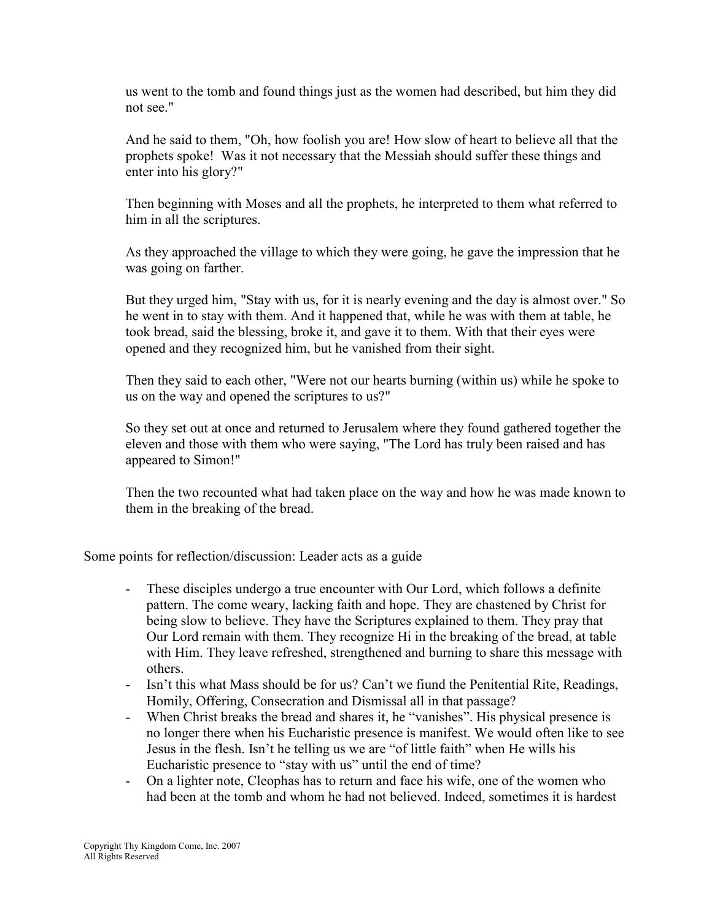us went to the tomb and found things just as the women had described, but him they did not see."

And he said to them, "Oh, how foolish you are! How slow of heart to believe all that the prophets spoke! Was it not necessary that the Messiah should suffer these things and enter into his glory?"

Then beginning with Moses and all the prophets, he interpreted to them what referred to him in all the scriptures.

As they approached the village to which they were going, he gave the impression that he was going on farther.

But they urged him, "Stay with us, for it is nearly evening and the day is almost over." So he went in to stay with them. And it happened that, while he was with them at table, he took bread, said the blessing, broke it, and gave it to them. With that their eyes were opened and they recognized him, but he vanished from their sight.

Then they said to each other, "Were not our hearts burning (within us) while he spoke to us on the way and opened the scriptures to us?"

So they set out at once and returned to Jerusalem where they found gathered together the eleven and those with them who were saying, "The Lord has truly been raised and has appeared to Simon!"

Then the two recounted what had taken place on the way and how he was made known to them in the breaking of the bread.

Some points for reflection/discussion: Leader acts as a guide

- These disciples undergo a true encounter with Our Lord, which follows a definite pattern. The come weary, lacking faith and hope. They are chastened by Christ for being slow to believe. They have the Scriptures explained to them. They pray that Our Lord remain with them. They recognize Hi in the breaking of the bread, at table with Him. They leave refreshed, strengthened and burning to share this message with others.
- Isn't this what Mass should be for us? Can't we fiund the Penitential Rite, Readings, Homily, Offering, Consecration and Dismissal all in that passage?
- When Christ breaks the bread and shares it, he "vanishes". His physical presence is no longer there when his Eucharistic presence is manifest. We would often like to see Jesus in the flesh. Isn't he telling us we are "of little faith" when He wills his Eucharistic presence to "stay with us" until the end of time?
- On a lighter note, Cleophas has to return and face his wife, one of the women who had been at the tomb and whom he had not believed. Indeed, sometimes it is hardest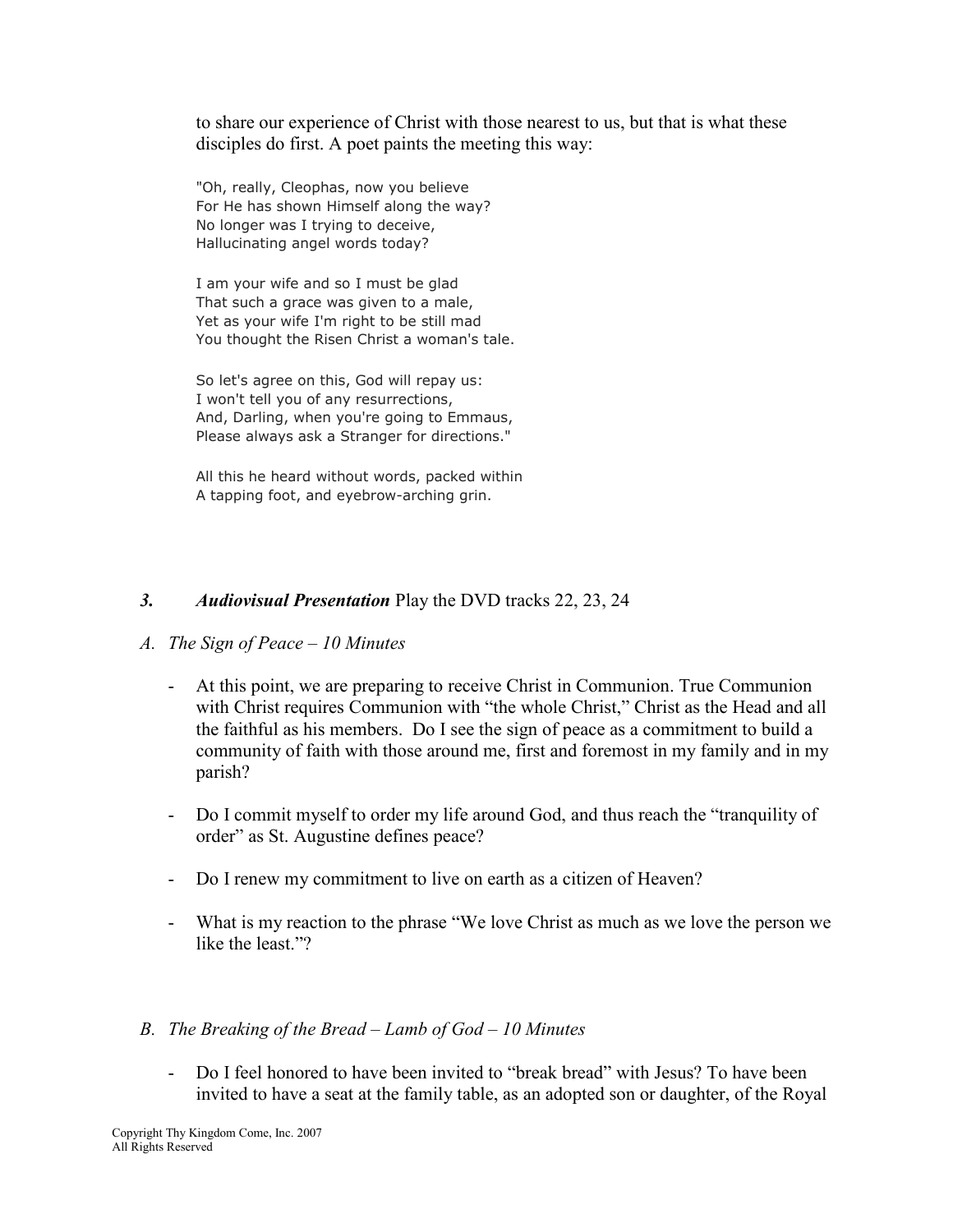to share our experience of Christ with those nearest to us, but that is what these disciples do first. A poet paints the meeting this way:

> "Oh, really, Cleophas, now you believe
> For He has shown Himself along the way?
> No longer was I trying to deceive,
> Hallucinating angel words today?
>
> I am your wife and so I must be glad
> That such a grace was given to a male,
> Yet as your wife I'm right to be still mad
> You thought the Risen Christ a woman's tale.
>
> So let's agree on this, God will repay us:
> I won't tell you of any resurrections,
> And, Darling, when you're going to Emmaus,
> Please always ask a Stranger for directions."
>
> All this he heard without words, packed within
> A tapping foot, and eyebrow-arching grin.

### *3. Audiovisual Presentation* Play the DVD tracks 22, 23, 24

*A. The Sign of Peace – 10 Minutes*

- At this point, we are preparing to receive Christ in Communion. True Communion with Christ requires Communion with "the whole Christ," Christ as the Head and all the faithful as his members. Do I see the sign of peace as a commitment to build a community of faith with those around me, first and foremost in my family and in my parish?
- Do I commit myself to order my life around God, and thus reach the "tranquility of order" as St. Augustine defines peace?
- Do I renew my commitment to live on earth as a citizen of Heaven?
- What is my reaction to the phrase "We love Christ as much as we love the person we like the least."?

*B. The Breaking of the Bread – Lamb of God – 10 Minutes*

- Do I feel honored to have been invited to "break bread" with Jesus? To have been invited to have a seat at the family table, as an adopted son or daughter, of the Royal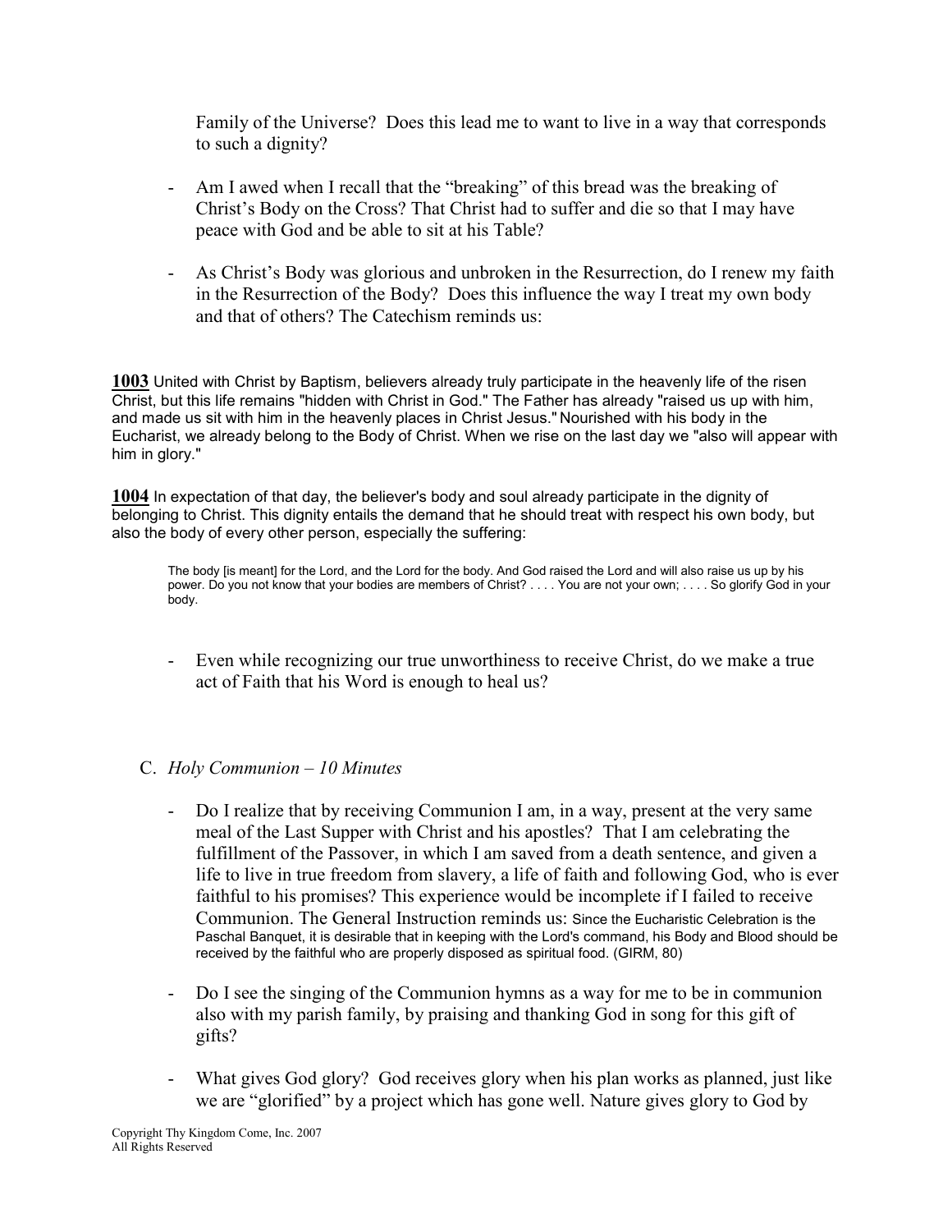Family of the Universe? Does this lead me to want to live in a way that corresponds to such a dignity?

- Am I awed when I recall that the "breaking" of this bread was the breaking of Christ's Body on the Cross? That Christ had to suffer and die so that I may have peace with God and be able to sit at his Table?

- As Christ's Body was glorious and unbroken in the Resurrection, do I renew my faith in the Resurrection of the Body? Does this influence the way I treat my own body and that of others? The Catechism reminds us:

**1003** United with Christ by Baptism, believers already truly participate in the heavenly life of the risen Christ, but this life remains "hidden with Christ in God." The Father has already "raised us up with him, and made us sit with him in the heavenly places in Christ Jesus." Nourished with his body in the Eucharist, we already belong to the Body of Christ. When we rise on the last day we "also will appear with him in glory."

**1004** In expectation of that day, the believer's body and soul already participate in the dignity of belonging to Christ. This dignity entails the demand that he should treat with respect his own body, but also the body of every other person, especially the suffering:

> The body [is meant] for the Lord, and the Lord for the body. And God raised the Lord and will also raise us up by his power. Do you not know that your bodies are members of Christ? . . . . You are not your own; . . . . So glorify God in your body.

- Even while recognizing our true unworthiness to receive Christ, do we make a true act of Faith that his Word is enough to heal us?

C. *Holy Communion – 10 Minutes*

- Do I realize that by receiving Communion I am, in a way, present at the very same meal of the Last Supper with Christ and his apostles? That I am celebrating the fulfillment of the Passover, in which I am saved from a death sentence, and given a life to live in true freedom from slavery, a life of faith and following God, who is ever faithful to his promises? This experience would be incomplete if I failed to receive Communion. The General Instruction reminds us: Since the Eucharistic Celebration is the Paschal Banquet, it is desirable that in keeping with the Lord's command, his Body and Blood should be received by the faithful who are properly disposed as spiritual food. (GIRM, 80)

- Do I see the singing of the Communion hymns as a way for me to be in communion also with my parish family, by praising and thanking God in song for this gift of gifts?

- What gives God glory? God receives glory when his plan works as planned, just like we are "glorified" by a project which has gone well. Nature gives glory to God by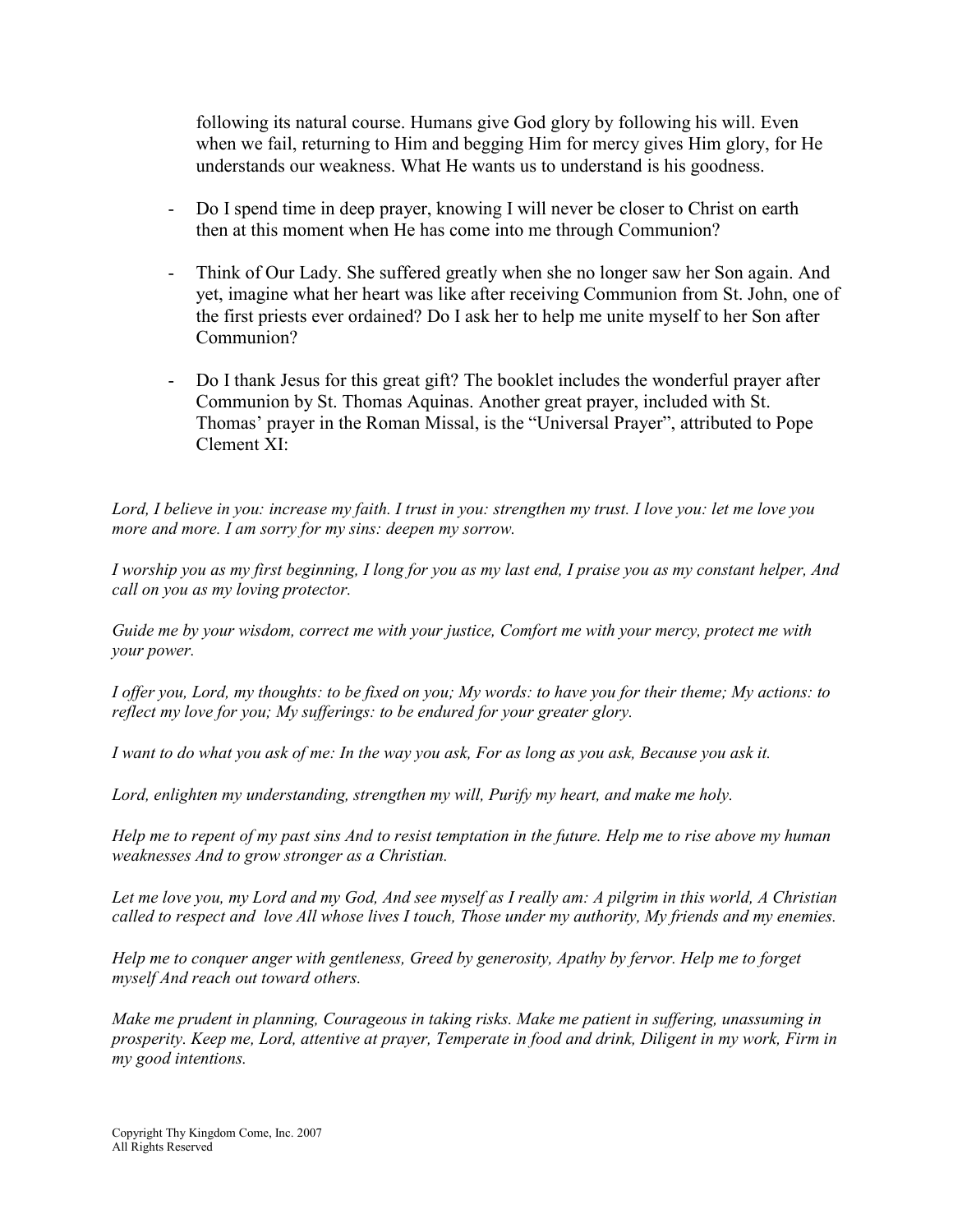following its natural course. Humans give God glory by following his will. Even when we fail, returning to Him and begging Him for mercy gives Him glory, for He understands our weakness. What He wants us to understand is his goodness.

- Do I spend time in deep prayer, knowing I will never be closer to Christ on earth then at this moment when He has come into me through Communion?

- Think of Our Lady. She suffered greatly when she no longer saw her Son again. And yet, imagine what her heart was like after receiving Communion from St. John, one of the first priests ever ordained? Do I ask her to help me unite myself to her Son after Communion?

- Do I thank Jesus for this great gift? The booklet includes the wonderful prayer after Communion by St. Thomas Aquinas. Another great prayer, included with St. Thomas' prayer in the Roman Missal, is the "Universal Prayer", attributed to Pope Clement XI:

*Lord, I believe in you: increase my faith. I trust in you: strengthen my trust. I love you: let me love you more and more. I am sorry for my sins: deepen my sorrow.*

*I worship you as my first beginning, I long for you as my last end, I praise you as my constant helper, And call on you as my loving protector.*

*Guide me by your wisdom, correct me with your justice, Comfort me with your mercy, protect me with your power.*

*I offer you, Lord, my thoughts: to be fixed on you; My words: to have you for their theme; My actions: to reflect my love for you; My sufferings: to be endured for your greater glory.*

*I want to do what you ask of me: In the way you ask, For as long as you ask, Because you ask it.*

*Lord, enlighten my understanding, strengthen my will, Purify my heart, and make me holy.*

*Help me to repent of my past sins And to resist temptation in the future. Help me to rise above my human weaknesses And to grow stronger as a Christian.*

*Let me love you, my Lord and my God, And see myself as I really am: A pilgrim in this world, A Christian called to respect and love All whose lives I touch, Those under my authority, My friends and my enemies.*

*Help me to conquer anger with gentleness, Greed by generosity, Apathy by fervor. Help me to forget myself And reach out toward others.*

*Make me prudent in planning, Courageous in taking risks. Make me patient in suffering, unassuming in prosperity. Keep me, Lord, attentive at prayer, Temperate in food and drink, Diligent in my work, Firm in my good intentions.*

Copyright Thy Kingdom Come, Inc. 2007
All Rights Reserved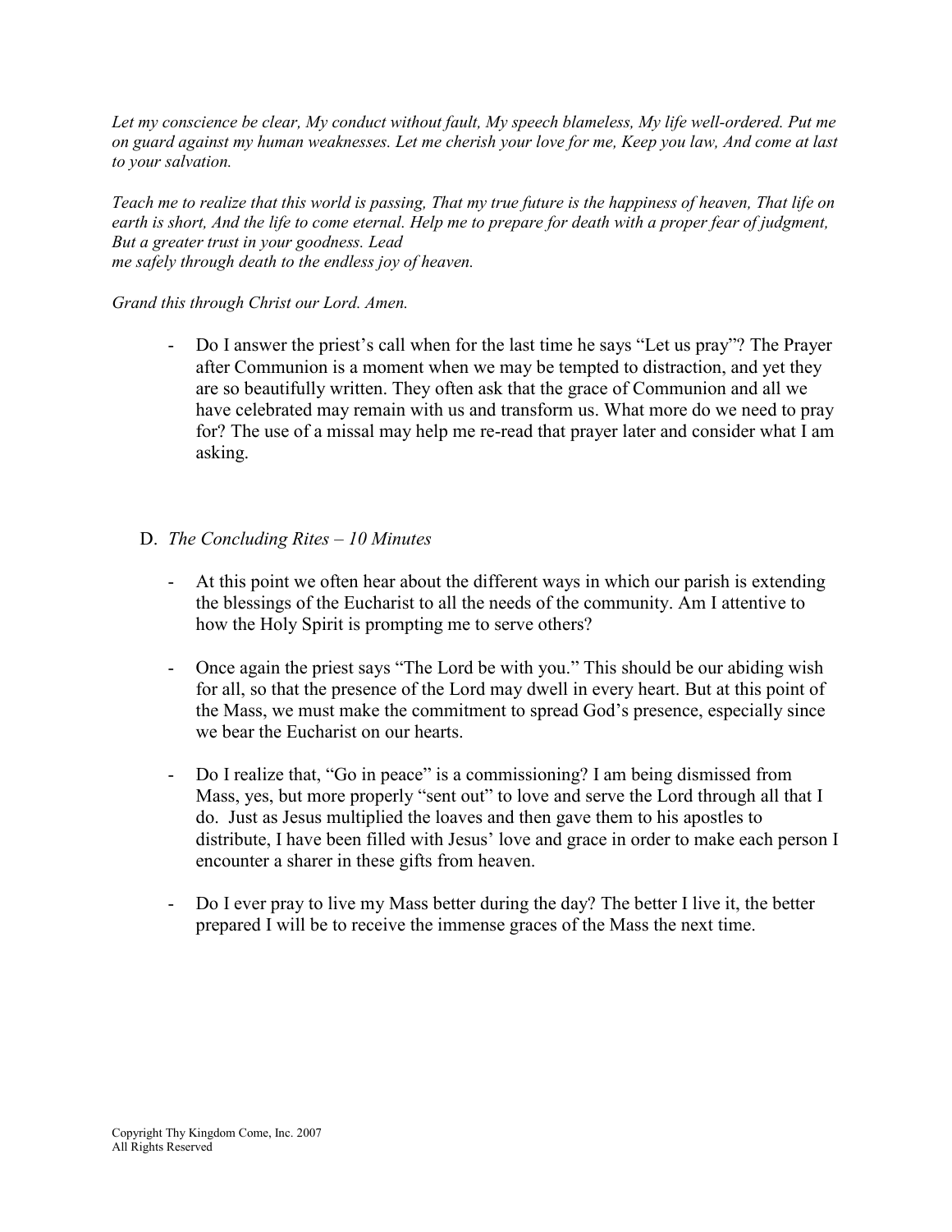*Let my conscience be clear, My conduct without fault, My speech blameless, My life well-ordered. Put me on guard against my human weaknesses. Let me cherish your love for me, Keep you law, And come at last to your salvation.*

*Teach me to realize that this world is passing, That my true future is the happiness of heaven, That life on earth is short, And the life to come eternal. Help me to prepare for death with a proper fear of judgment, But a greater trust in your goodness. Lead me safely through death to the endless joy of heaven.*

*Grand this through Christ our Lord. Amen.*

- Do I answer the priest's call when for the last time he says "Let us pray"? The Prayer after Communion is a moment when we may be tempted to distraction, and yet they are so beautifully written. They often ask that the grace of Communion and all we have celebrated may remain with us and transform us. What more do we need to pray for? The use of a missal may help me re-read that prayer later and consider what I am asking.

D. *The Concluding Rites – 10 Minutes*

- At this point we often hear about the different ways in which our parish is extending the blessings of the Eucharist to all the needs of the community. Am I attentive to how the Holy Spirit is prompting me to serve others?

- Once again the priest says "The Lord be with you." This should be our abiding wish for all, so that the presence of the Lord may dwell in every heart. But at this point of the Mass, we must make the commitment to spread God's presence, especially since we bear the Eucharist on our hearts.

- Do I realize that, "Go in peace" is a commissioning? I am being dismissed from Mass, yes, but more properly "sent out" to love and serve the Lord through all that I do. Just as Jesus multiplied the loaves and then gave them to his apostles to distribute, I have been filled with Jesus' love and grace in order to make each person I encounter a sharer in these gifts from heaven.

- Do I ever pray to live my Mass better during the day? The better I live it, the better prepared I will be to receive the immense graces of the Mass the next time.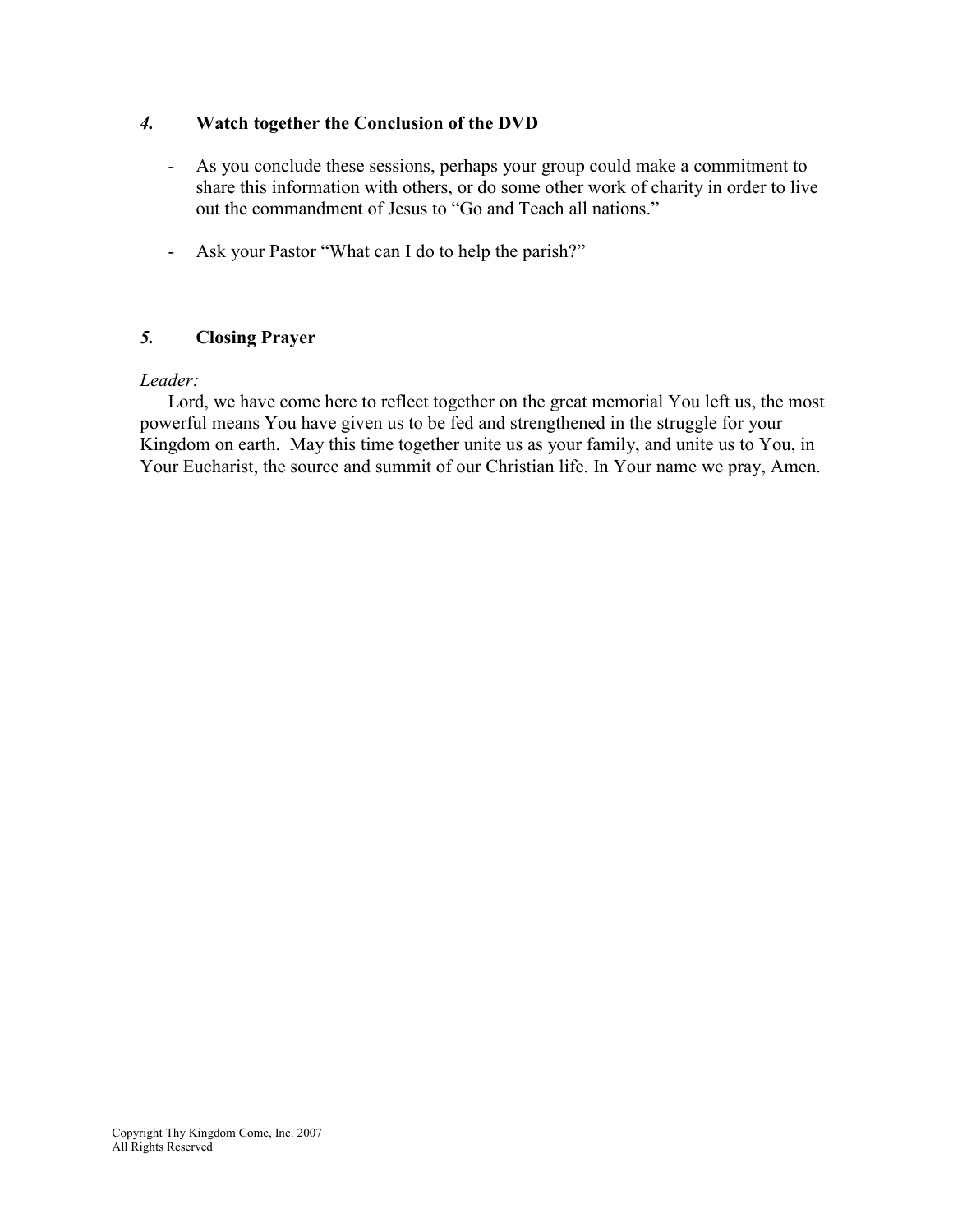## *4.* Watch together the Conclusion of the DVD

- As you conclude these sessions, perhaps your group could make a commitment to share this information with others, or do some other work of charity in order to live out the commandment of Jesus to "Go and Teach all nations."

- Ask your Pastor "What can I do to help the parish?"

## *5.* Closing Prayer

*Leader:*

Lord, we have come here to reflect together on the great memorial You left us, the most powerful means You have given us to be fed and strengthened in the struggle for your Kingdom on earth. May this time together unite us as your family, and unite us to You, in Your Eucharist, the source and summit of our Christian life. In Your name we pray, Amen.

Copyright Thy Kingdom Come, Inc. 2007
All Rights Reserved